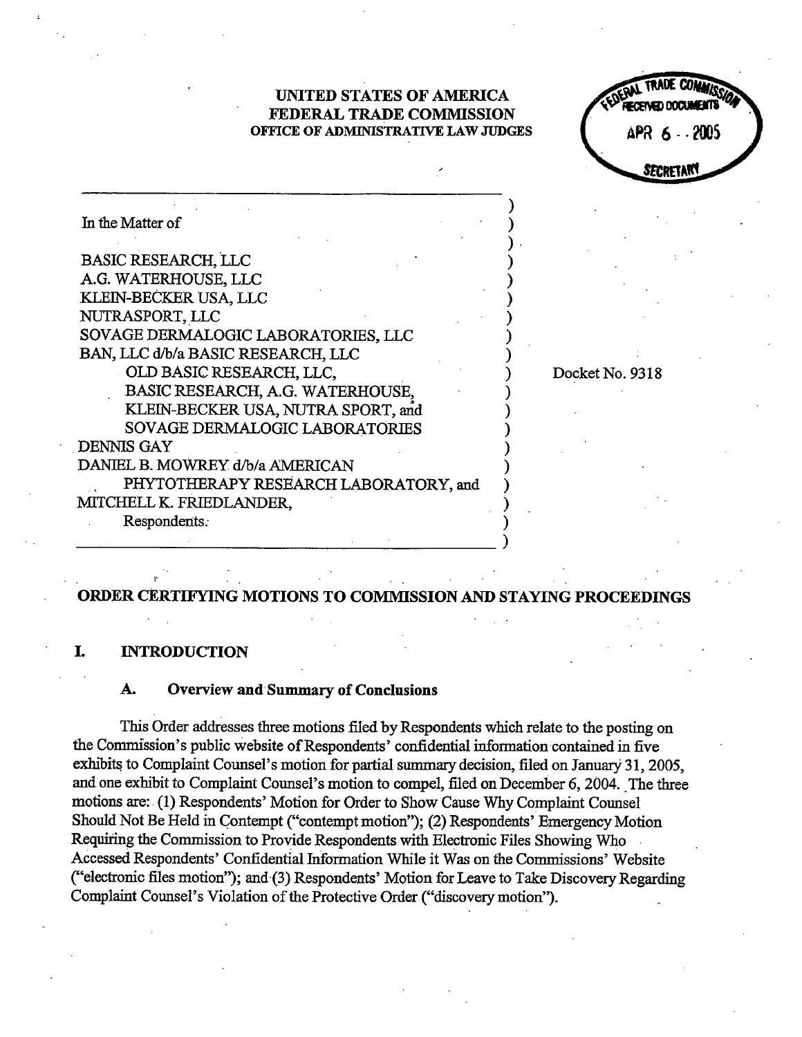UNITED STATES OF AMERICA
FEDERAL TRADE COMMISSION
OFFICE OF ADMINISTRATIVE LAW JUDGES

FEDERAL TRADE COMMISSION RECEIVED DOCUMENTS APR 6 - 2005 SECRETARY

In the Matter of

BASIC RESEARCH, LLC
A.G. WATERHOUSE, LLC
KLEIN-BECKER USA, LLC
NUTRASPORT, LLC
SOVAGE DERMALOGIC LABORATORIES, LLC
BAN, LLC d/b/a BASIC RESEARCH, LLC
OLD BASIC RESEARCH, LLC,
BASIC RESEARCH, A.G. WATERHOUSE,
KLEIN-BECKER USA, NUTRA SPORT, and
SOVAGE DERMALOGIC LABORATORIES
DENNIS GAY
DANIEL B. MOWREY d/b/a AMERICAN
PHYTOTHERAPY RESEARCH LABORATORY, and
MITCHELL K. FRIEDLANDER,
Respondents.

Docket No. 9318

## ORDER CERTIFYING MOTIONS TO COMMISSION AND STAYING PROCEEDINGS

### I. INTRODUCTION

#### A. Overview and Summary of Conclusions

This Order addresses three motions filed by Respondents which relate to the posting on the Commission's public website of Respondents' confidential information contained in five exhibits to Complaint Counsel's motion for partial summary decision, filed on January 31, 2005, and one exhibit to Complaint Counsel's motion to compel, filed on December 6, 2004. The three motions are: (1) Respondents' Motion for Order to Show Cause Why Complaint Counsel Should Not Be Held in Contempt ("contempt motion"); (2) Respondents' Emergency Motion Requiring the Commission to Provide Respondents with Electronic Files Showing Who Accessed Respondents' Confidential Information While it Was on the Commissions' Website ("electronic files motion"); and (3) Respondents' Motion for Leave to Take Discovery Regarding Complaint Counsel's Violation of the Protective Order ("discovery motion").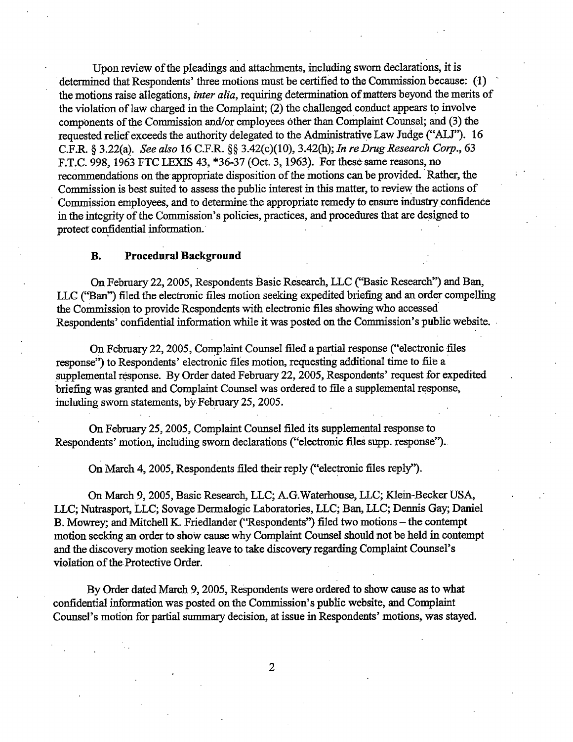Upon review of the pleadings and attachments, including sworn declarations, it is determined that Respondents' three motions must be certified to the Commission because: (1) the motions raise allegations, *inter alia*, requiring determination of matters beyond the merits of the violation of law charged in the Complaint; (2) the challenged conduct appears to involve components of the Commission and/or employees other than Complaint Counsel; and (3) the requested relief exceeds the authority delegated to the Administrative Law Judge ("ALJ"). 16 C.F.R. § 3.22(a). *See also* 16 C.F.R. §§ 3.42(c)(10), 3.42(h); *In re Drug Research Corp.*, 63 F.T.C. 998, 1963 FTC LEXIS 43, *36-37 (Oct. 3, 1963). For these same reasons, no recommendations on the appropriate disposition of the motions can be provided. Rather, the Commission is best suited to assess the public interest in this matter, to review the actions of Commission employees, and to determine the appropriate remedy to ensure industry confidence in the integrity of the Commission's policies, practices, and procedures that are designed to protect confidential information.

### B. Procedural Background

On February 22, 2005, Respondents Basic Research, LLC ("Basic Research") and Ban, LLC ("Ban") filed the electronic files motion seeking expedited briefing and an order compelling the Commission to provide Respondents with electronic files showing who accessed Respondents' confidential information while it was posted on the Commission's public website.

On February 22, 2005, Complaint Counsel filed a partial response ("electronic files response") to Respondents' electronic files motion, requesting additional time to file a supplemental response. By Order dated February 22, 2005, Respondents' request for expedited briefing was granted and Complaint Counsel was ordered to file a supplemental response, including sworn statements, by February 25, 2005.

On February 25, 2005, Complaint Counsel filed its supplemental response to Respondents' motion, including sworn declarations ("electronic files supp. response").

On March 4, 2005, Respondents filed their reply ("electronic files reply").

On March 9, 2005, Basic Research, LLC; A.G.Waterhouse, LLC; Klein-Becker USA, LLC; Nutrasport, LLC; Sovage Dermalogic Laboratories, LLC; Ban, LLC; Dennis Gay; Daniel B. Mowrey; and Mitchell K. Friedlander ("Respondents") filed two motions – the contempt motion seeking an order to show cause why Complaint Counsel should not be held in contempt and the discovery motion seeking leave to take discovery regarding Complaint Counsel's violation of the Protective Order.

By Order dated March 9, 2005, Respondents were ordered to show cause as to what confidential information was posted on the Commission's public website, and Complaint Counsel's motion for partial summary decision, at issue in Respondents' motions, was stayed.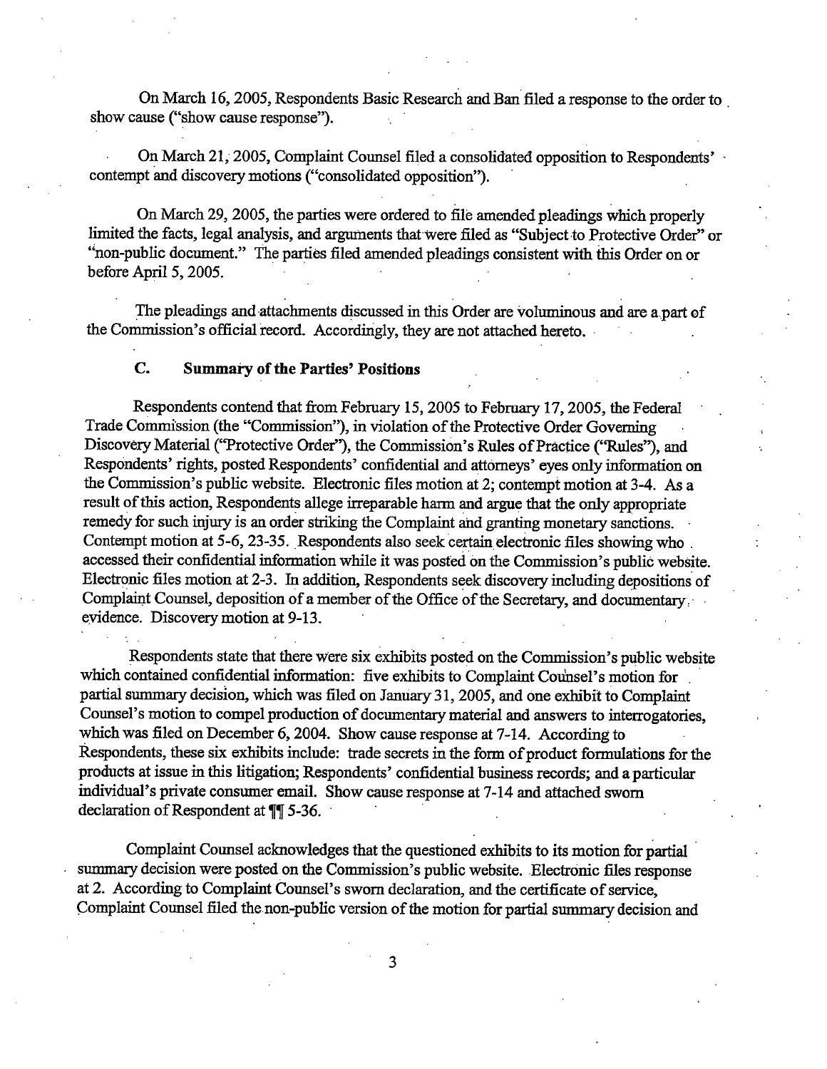On March 16, 2005, Respondents Basic Research and Ban filed a response to the order to show cause ("show cause response").

On March 21, 2005, Complaint Counsel filed a consolidated opposition to Respondents' contempt and discovery motions ("consolidated opposition").

On March 29, 2005, the parties were ordered to file amended pleadings which properly limited the facts, legal analysis, and arguments that were filed as "Subject to Protective Order" or "non-public document." The parties filed amended pleadings consistent with this Order on or before April 5, 2005.

The pleadings and attachments discussed in this Order are voluminous and are a part of the Commission's official record. Accordingly, they are not attached hereto.

### C. Summary of the Parties' Positions

Respondents contend that from February 15, 2005 to February 17, 2005, the Federal Trade Commission (the "Commission"), in violation of the Protective Order Governing Discovery Material ("Protective Order"), the Commission's Rules of Practice ("Rules"), and Respondents' rights, posted Respondents' confidential and attorneys' eyes only information on the Commission's public website. Electronic files motion at 2; contempt motion at 3-4. As a result of this action, Respondents allege irreparable harm and argue that the only appropriate remedy for such injury is an order striking the Complaint and granting monetary sanctions. Contempt motion at 5-6, 23-35. Respondents also seek certain electronic files showing who accessed their confidential information while it was posted on the Commission's public website. Electronic files motion at 2-3. In addition, Respondents seek discovery including depositions of Complaint Counsel, deposition of a member of the Office of the Secretary, and documentary evidence. Discovery motion at 9-13.

Respondents state that there were six exhibits posted on the Commission's public website which contained confidential information: five exhibits to Complaint Counsel's motion for partial summary decision, which was filed on January 31, 2005, and one exhibit to Complaint Counsel's motion to compel production of documentary material and answers to interrogatories, which was filed on December 6, 2004. Show cause response at 7-14. According to Respondents, these six exhibits include: trade secrets in the form of product formulations for the products at issue in this litigation; Respondents' confidential business records; and a particular individual's private consumer email. Show cause response at 7-14 and attached sworn declaration of Respondent at ¶¶ 5-36.

Complaint Counsel acknowledges that the questioned exhibits to its motion for partial summary decision were posted on the Commission's public website. Electronic files response at 2. According to Complaint Counsel's sworn declaration, and the certificate of service, Complaint Counsel filed the non-public version of the motion for partial summary decision and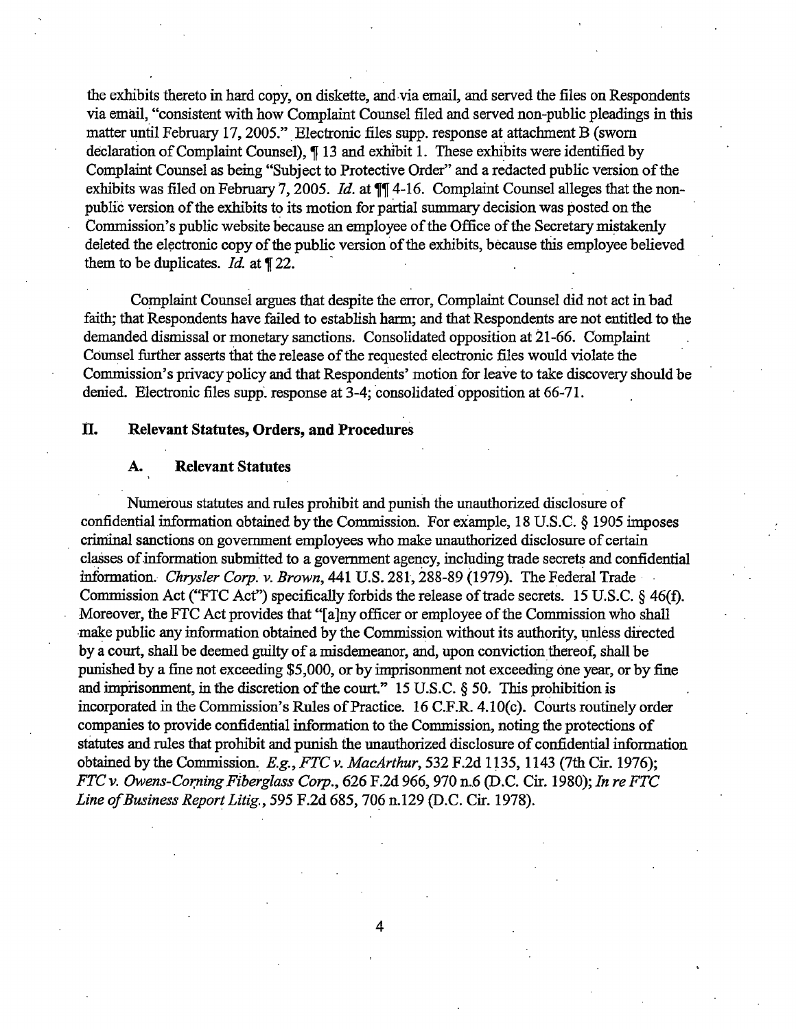the exhibits thereto in hard copy, on diskette, and via email, and served the files on Respondents via email, "consistent with how Complaint Counsel filed and served non-public pleadings in this matter until February 17, 2005." Electronic files supp. response at attachment B (sworn declaration of Complaint Counsel), ¶ 13 and exhibit 1. These exhibits were identified by Complaint Counsel as being "Subject to Protective Order" and a redacted public version of the exhibits was filed on February 7, 2005. *Id.* at ¶¶ 4-16. Complaint Counsel alleges that the non-public version of the exhibits to its motion for partial summary decision was posted on the Commission's public website because an employee of the Office of the Secretary mistakenly deleted the electronic copy of the public version of the exhibits, because this employee believed them to be duplicates. *Id.* at ¶ 22.

Complaint Counsel argues that despite the error, Complaint Counsel did not act in bad faith; that Respondents have failed to establish harm; and that Respondents are not entitled to the demanded dismissal or monetary sanctions. Consolidated opposition at 21-66. Complaint Counsel further asserts that the release of the requested electronic files would violate the Commission's privacy policy and that Respondents' motion for leave to take discovery should be denied. Electronic files supp. response at 3-4; consolidated opposition at 66-71.

## II. Relevant Statutes, Orders, and Procedures

### A. Relevant Statutes

Numerous statutes and rules prohibit and punish the unauthorized disclosure of confidential information obtained by the Commission. For example, 18 U.S.C. § 1905 imposes criminal sanctions on government employees who make unauthorized disclosure of certain classes of information submitted to a government agency, including trade secrets and confidential information. *Chrysler Corp. v. Brown*, 441 U.S. 281, 288-89 (1979). The Federal Trade Commission Act ("FTC Act") specifically forbids the release of trade secrets. 15 U.S.C. § 46(f). Moreover, the FTC Act provides that "[a]ny officer or employee of the Commission who shall make public any information obtained by the Commission without its authority, unless directed by a court, shall be deemed guilty of a misdemeanor, and, upon conviction thereof, shall be punished by a fine not exceeding $5,000, or by imprisonment not exceeding one year, or by fine and imprisonment, in the discretion of the court." 15 U.S.C. § 50. This prohibition is incorporated in the Commission's Rules of Practice. 16 C.F.R. 4.10(c). Courts routinely order companies to provide confidential information to the Commission, noting the protections of statutes and rules that prohibit and punish the unauthorized disclosure of confidential information obtained by the Commission. *E.g.*, *FTC v. MacArthur*, 532 F.2d 1135, 1143 (7th Cir. 1976); *FTC v. Owens-Corning Fiberglass Corp.*, 626 F.2d 966, 970 n.6 (D.C. Cir. 1980); *In re FTC Line of Business Report Litig.*, 595 F.2d 685, 706 n.129 (D.C. Cir. 1978).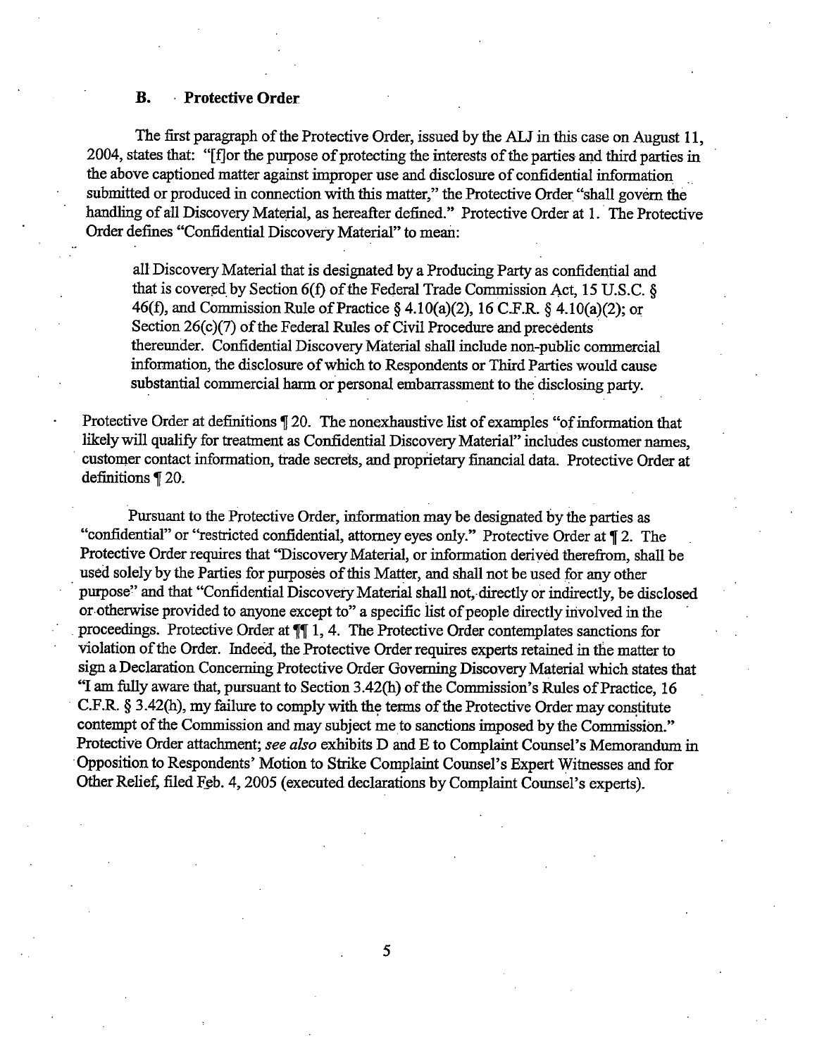### B. Protective Order

The first paragraph of the Protective Order, issued by the ALJ in this case on August 11, 2004, states that: "[f]or the purpose of protecting the interests of the parties and third parties in the above captioned matter against improper use and disclosure of confidential information submitted or produced in connection with this matter," the Protective Order "shall govern the handling of all Discovery Material, as hereafter defined." Protective Order at 1. The Protective Order defines "Confidential Discovery Material" to mean:

> all Discovery Material that is designated by a Producing Party as confidential and that is covered by Section 6(f) of the Federal Trade Commission Act, 15 U.S.C. § 46(f), and Commission Rule of Practice § 4.10(a)(2), 16 C.F.R. § 4.10(a)(2); or Section 26(c)(7) of the Federal Rules of Civil Procedure and precedents thereunder. Confidential Discovery Material shall include non-public commercial information, the disclosure of which to Respondents or Third Parties would cause substantial commercial harm or personal embarrassment to the disclosing party.

Protective Order at definitions ¶ 20. The nonexhaustive list of examples "of information that likely will qualify for treatment as Confidential Discovery Material" includes customer names, customer contact information, trade secrets, and proprietary financial data. Protective Order at definitions ¶ 20.

Pursuant to the Protective Order, information may be designated by the parties as "confidential" or "restricted confidential, attorney eyes only." Protective Order at ¶ 2. The Protective Order requires that "Discovery Material, or information derived therefrom, shall be used solely by the Parties for purposes of this Matter, and shall not be used for any other purpose" and that "Confidential Discovery Material shall not, directly or indirectly, be disclosed or otherwise provided to anyone except to" a specific list of people directly involved in the proceedings. Protective Order at ¶¶ 1, 4. The Protective Order contemplates sanctions for violation of the Order. Indeed, the Protective Order requires experts retained in the matter to sign a Declaration Concerning Protective Order Governing Discovery Material which states that "I am fully aware that, pursuant to Section 3.42(h) of the Commission's Rules of Practice, 16 C.F.R. § 3.42(h), my failure to comply with the terms of the Protective Order may constitute contempt of the Commission and may subject me to sanctions imposed by the Commission." Protective Order attachment; *see also* exhibits D and E to Complaint Counsel's Memorandum in Opposition to Respondents' Motion to Strike Complaint Counsel's Expert Witnesses and for Other Relief, filed Feb. 4, 2005 (executed declarations by Complaint Counsel's experts).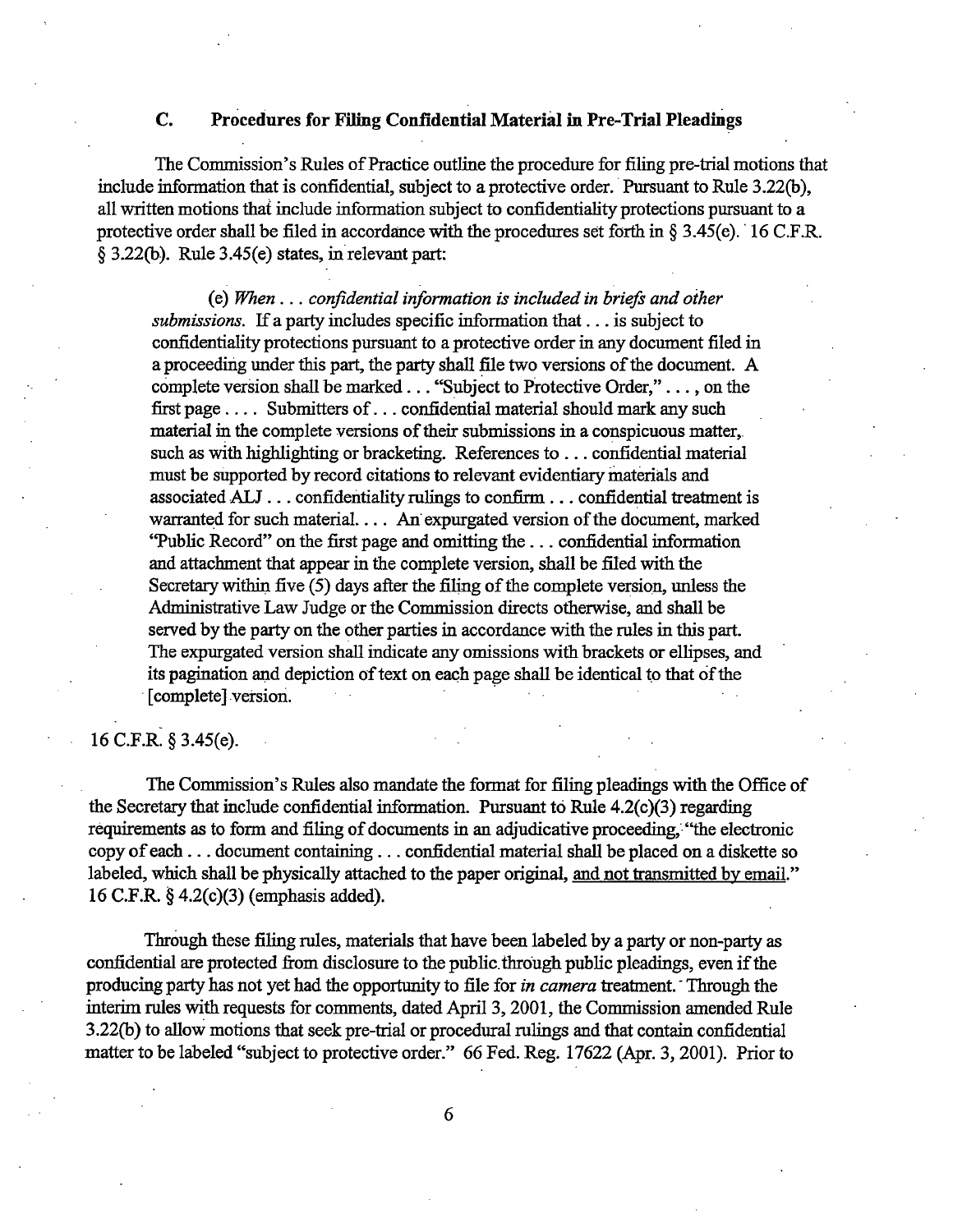### C. Procedures for Filing Confidential Material in Pre-Trial Pleadings

The Commission's Rules of Practice outline the procedure for filing pre-trial motions that include information that is confidential, subject to a protective order. Pursuant to Rule 3.22(b), all written motions that include information subject to confidentiality protections pursuant to a protective order shall be filed in accordance with the procedures set forth in § 3.45(e). 16 C.F.R. § 3.22(b). Rule 3.45(e) states, in relevant part:

> (e) *When . . . confidential information is included in briefs and other submissions.* If a party includes specific information that . . . is subject to confidentiality protections pursuant to a protective order in any document filed in a proceeding under this part, the party shall file two versions of the document. A complete version shall be marked . . . "Subject to Protective Order," . . . , on the first page . . . . Submitters of . . . confidential material should mark any such material in the complete versions of their submissions in a conspicuous matter, such as with highlighting or bracketing. References to . . . confidential material must be supported by record citations to relevant evidentiary materials and associated ALJ . . . confidentiality rulings to confirm . . . confidential treatment is warranted for such material. . . . An expurgated version of the document, marked "Public Record" on the first page and omitting the . . . confidential information and attachment that appear in the complete version, shall be filed with the Secretary within five (5) days after the filing of the complete version, unless the Administrative Law Judge or the Commission directs otherwise, and shall be served by the party on the other parties in accordance with the rules in this part. The expurgated version shall indicate any omissions with brackets or ellipses, and its pagination and depiction of text on each page shall be identical to that of the [complete] version.

16 C.F.R. § 3.45(e).

The Commission's Rules also mandate the format for filing pleadings with the Office of the Secretary that include confidential information. Pursuant to Rule 4.2(c)(3) regarding requirements as to form and filing of documents in an adjudicative proceeding, "the electronic copy of each . . . document containing . . . confidential material shall be placed on a diskette so labeled, which shall be physically attached to the paper original, <u>and not transmitted by email</u>." 16 C.F.R. § 4.2(c)(3) (emphasis added).

Through these filing rules, materials that have been labeled by a party or non-party as confidential are protected from disclosure to the public through public pleadings, even if the producing party has not yet had the opportunity to file for *in camera* treatment. Through the interim rules with requests for comments, dated April 3, 2001, the Commission amended Rule 3.22(b) to allow motions that seek pre-trial or procedural rulings and that contain confidential matter to be labeled "subject to protective order." 66 Fed. Reg. 17622 (Apr. 3, 2001). Prior to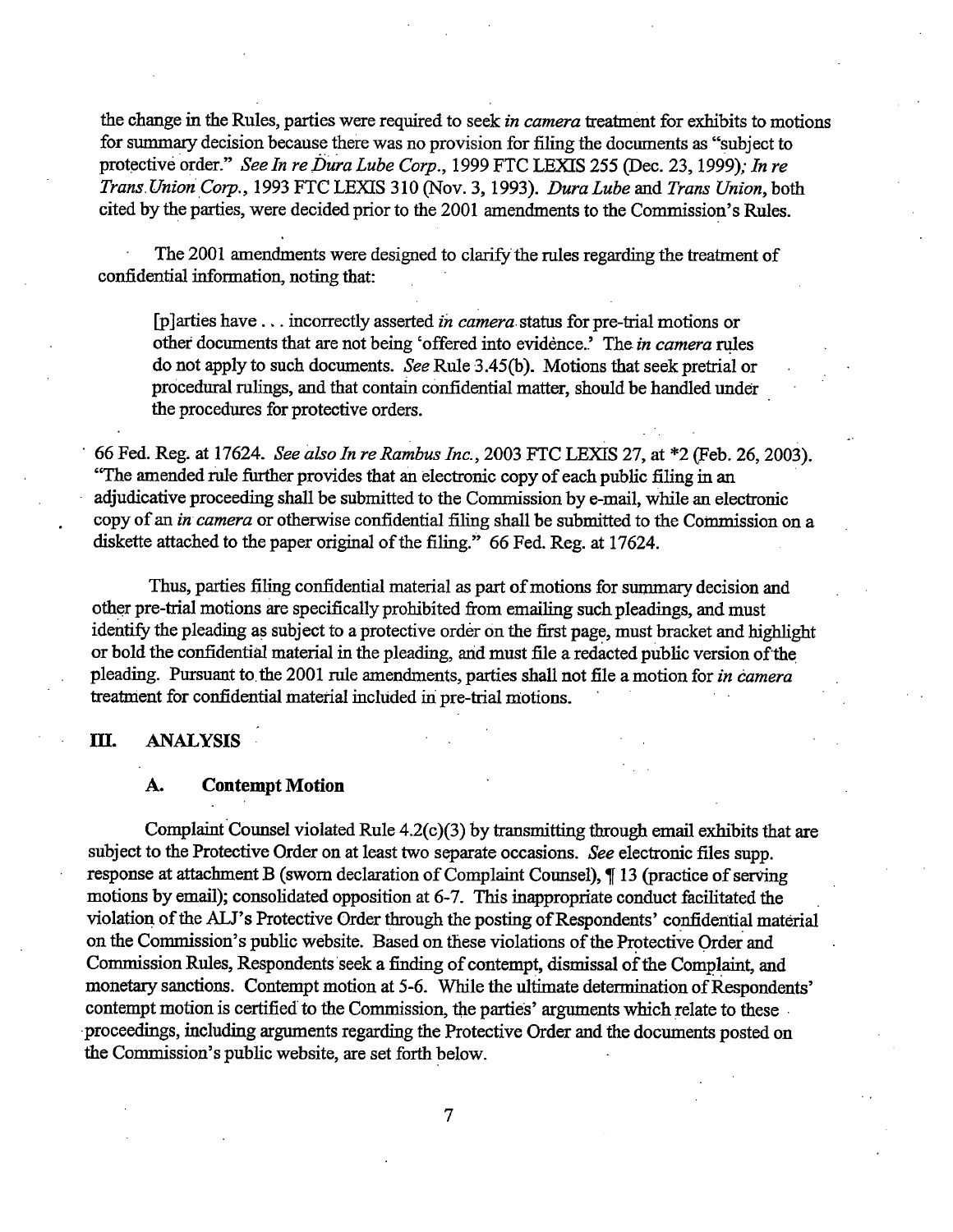the change in the Rules, parties were required to seek *in camera* treatment for exhibits to motions for summary decision because there was no provision for filing the documents as "subject to protective order." *See In re Dura Lube Corp.*, 1999 FTC LEXIS 255 (Dec. 23, 1999); *In re Trans Union Corp.*, 1993 FTC LEXIS 310 (Nov. 3, 1993). *Dura Lube* and *Trans Union*, both cited by the parties, were decided prior to the 2001 amendments to the Commission's Rules.

The 2001 amendments were designed to clarify the rules regarding the treatment of confidential information, noting that:

> [p]arties have . . . incorrectly asserted *in camera* status for pre-trial motions or other documents that are not being 'offered into evidence.' The *in camera* rules do not apply to such documents. *See* Rule 3.45(b). Motions that seek pretrial or procedural rulings, and that contain confidential matter, should be handled under the procedures for protective orders.

66 Fed. Reg. at 17624. *See also In re Rambus Inc.*, 2003 FTC LEXIS 27, at *2 (Feb. 26, 2003). "The amended rule further provides that an electronic copy of each public filing in an adjudicative proceeding shall be submitted to the Commission by e-mail, while an electronic copy of an *in camera* or otherwise confidential filing shall be submitted to the Commission on a diskette attached to the paper original of the filing." 66 Fed. Reg. at 17624.

Thus, parties filing confidential material as part of motions for summary decision and other pre-trial motions are specifically prohibited from emailing such pleadings, and must identify the pleading as subject to a protective order on the first page, must bracket and highlight or bold the confidential material in the pleading, and must file a redacted public version of the pleading. Pursuant to the 2001 rule amendments, parties shall not file a motion for *in camera* treatment for confidential material included in pre-trial motions.

## III. ANALYSIS

### A. Contempt Motion

Complaint Counsel violated Rule 4.2(c)(3) by transmitting through email exhibits that are subject to the Protective Order on at least two separate occasions. *See* electronic files supp. response at attachment B (sworn declaration of Complaint Counsel), ¶ 13 (practice of serving motions by email); consolidated opposition at 6-7. This inappropriate conduct facilitated the violation of the ALJ's Protective Order through the posting of Respondents' confidential material on the Commission's public website. Based on these violations of the Protective Order and Commission Rules, Respondents seek a finding of contempt, dismissal of the Complaint, and monetary sanctions. Contempt motion at 5-6. While the ultimate determination of Respondents' contempt motion is certified to the Commission, the parties' arguments which relate to these proceedings, including arguments regarding the Protective Order and the documents posted on the Commission's public website, are set forth below.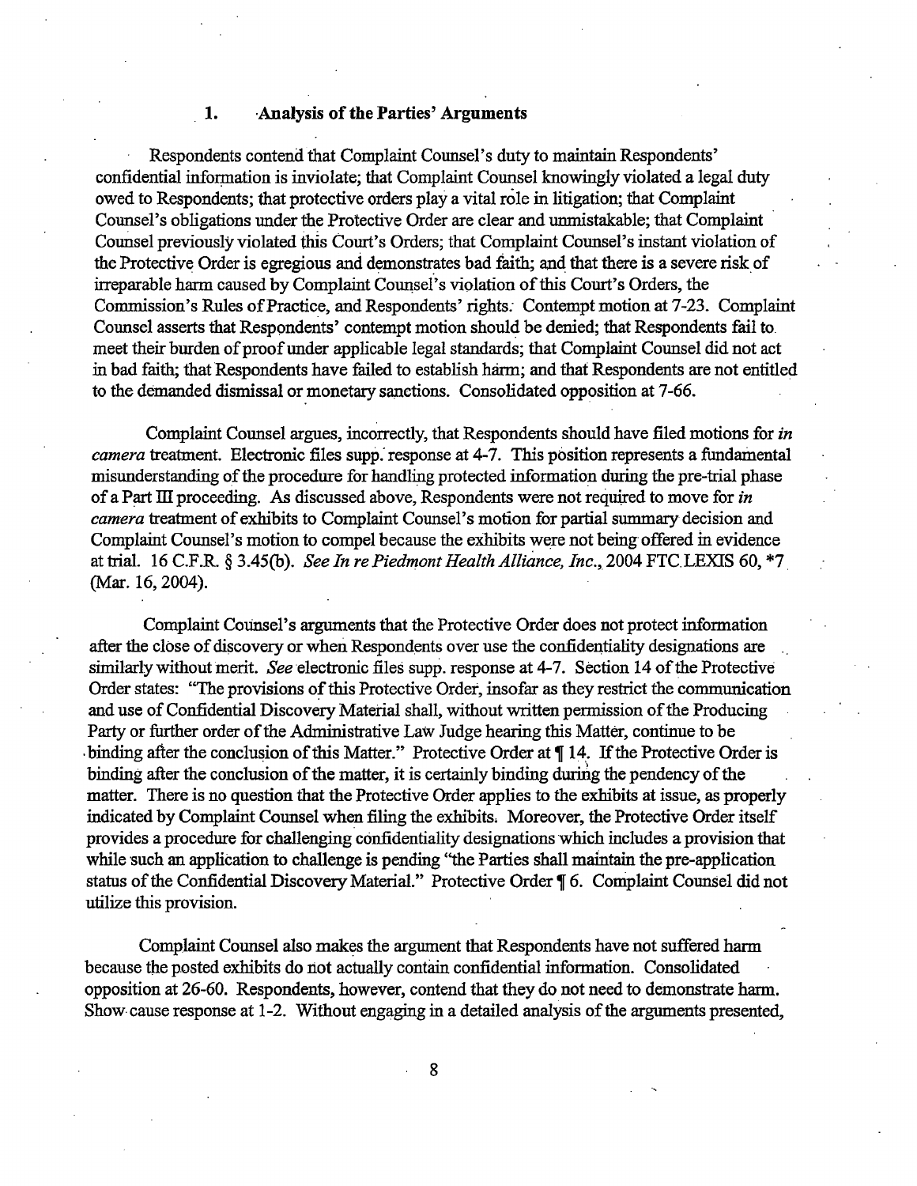### 1. Analysis of the Parties' Arguments

Respondents contend that Complaint Counsel's duty to maintain Respondents' confidential information is inviolate; that Complaint Counsel knowingly violated a legal duty owed to Respondents; that protective orders play a vital role in litigation; that Complaint Counsel's obligations under the Protective Order are clear and unmistakable; that Complaint Counsel previously violated this Court's Orders; that Complaint Counsel's instant violation of the Protective Order is egregious and demonstrates bad faith; and that there is a severe risk of irreparable harm caused by Complaint Counsel's violation of this Court's Orders, the Commission's Rules of Practice, and Respondents' rights. Contempt motion at 7-23. Complaint Counsel asserts that Respondents' contempt motion should be denied; that Respondents fail to meet their burden of proof under applicable legal standards; that Complaint Counsel did not act in bad faith; that Respondents have failed to establish harm; and that Respondents are not entitled to the demanded dismissal or monetary sanctions. Consolidated opposition at 7-66.

Complaint Counsel argues, incorrectly, that Respondents should have filed motions for *in camera* treatment. Electronic files supp. response at 4-7. This position represents a fundamental misunderstanding of the procedure for handling protected information during the pre-trial phase of a Part III proceeding. As discussed above, Respondents were not required to move for *in camera* treatment of exhibits to Complaint Counsel's motion for partial summary decision and Complaint Counsel's motion to compel because the exhibits were not being offered in evidence at trial. 16 C.F.R. § 3.45(b). *See In re Piedmont Health Alliance, Inc.*, 2004 FTC LEXIS 60, *7 (Mar. 16, 2004).

Complaint Counsel's arguments that the Protective Order does not protect information after the close of discovery or when Respondents over use the confidentiality designations are similarly without merit. *See* electronic files supp. response at 4-7. Section 14 of the Protective Order states: "The provisions of this Protective Order, insofar as they restrict the communication and use of Confidential Discovery Material shall, without written permission of the Producing Party or further order of the Administrative Law Judge hearing this Matter, continue to be binding after the conclusion of this Matter." Protective Order at ¶ 14. If the Protective Order is binding after the conclusion of the matter, it is certainly binding during the pendency of the matter. There is no question that the Protective Order applies to the exhibits at issue, as properly indicated by Complaint Counsel when filing the exhibits. Moreover, the Protective Order itself provides a procedure for challenging confidentiality designations which includes a provision that while such an application to challenge is pending "the Parties shall maintain the pre-application status of the Confidential Discovery Material." Protective Order ¶ 6. Complaint Counsel did not utilize this provision.

Complaint Counsel also makes the argument that Respondents have not suffered harm because the posted exhibits do not actually contain confidential information. Consolidated opposition at 26-60. Respondents, however, contend that they do not need to demonstrate harm. Show cause response at 1-2. Without engaging in a detailed analysis of the arguments presented,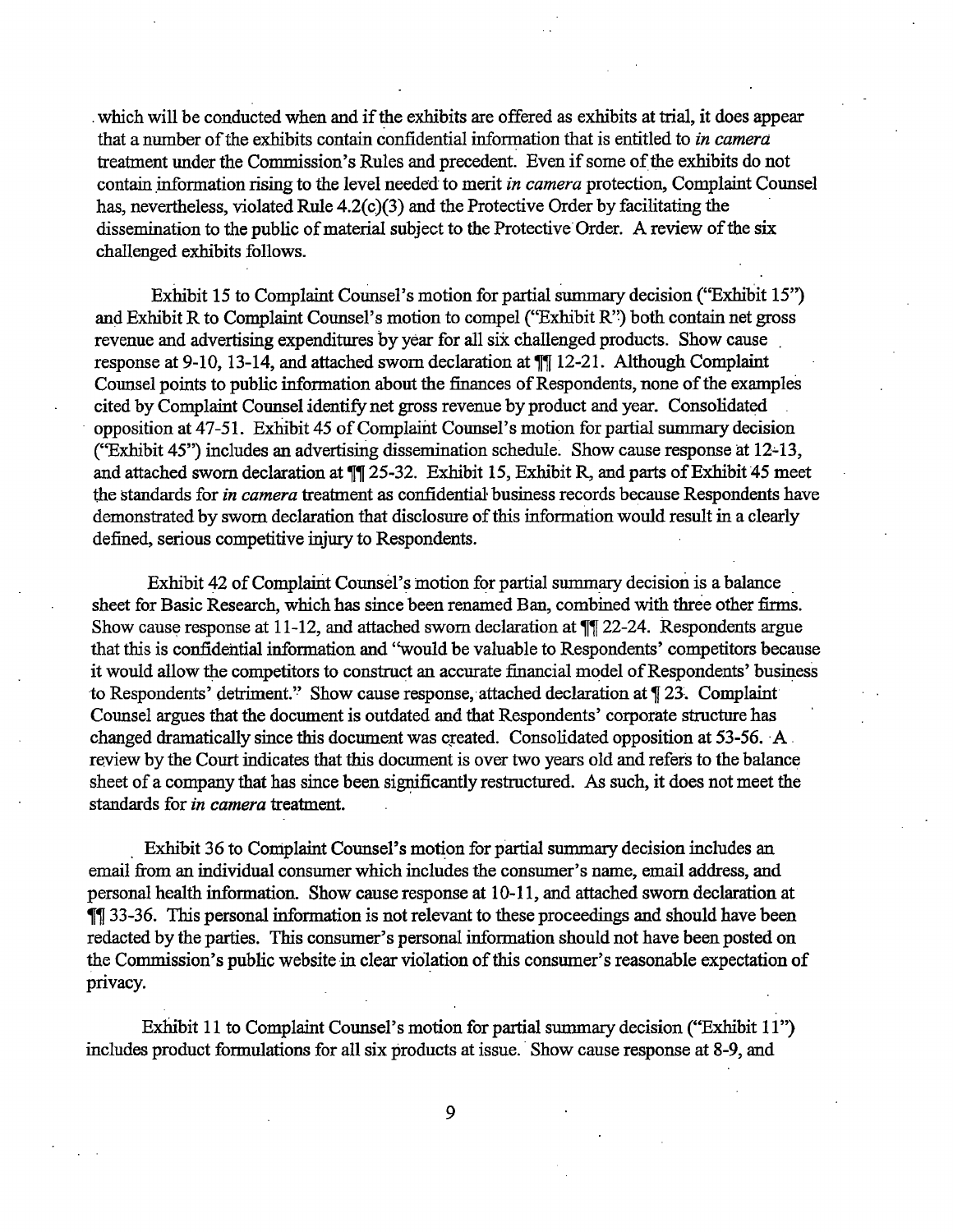which will be conducted when and if the exhibits are offered as exhibits at trial, it does appear that a number of the exhibits contain confidential information that is entitled to *in camera* treatment under the Commission's Rules and precedent. Even if some of the exhibits do not contain information rising to the level needed to merit *in camera* protection, Complaint Counsel has, nevertheless, violated Rule 4.2(c)(3) and the Protective Order by facilitating the dissemination to the public of material subject to the Protective Order. A review of the six challenged exhibits follows.

Exhibit 15 to Complaint Counsel's motion for partial summary decision ("Exhibit 15") and Exhibit R to Complaint Counsel's motion to compel ("Exhibit R") both contain net gross revenue and advertising expenditures by year for all six challenged products. Show cause response at 9-10, 13-14, and attached sworn declaration at ¶¶ 12-21. Although Complaint Counsel points to public information about the finances of Respondents, none of the examples cited by Complaint Counsel identify net gross revenue by product and year. Consolidated opposition at 47-51. Exhibit 45 of Complaint Counsel's motion for partial summary decision ("Exhibit 45") includes an advertising dissemination schedule. Show cause response at 12-13, and attached sworn declaration at ¶¶ 25-32. Exhibit 15, Exhibit R, and parts of Exhibit 45 meet the standards for *in camera* treatment as confidential business records because Respondents have demonstrated by sworn declaration that disclosure of this information would result in a clearly defined, serious competitive injury to Respondents.

Exhibit 42 of Complaint Counsel's motion for partial summary decision is a balance sheet for Basic Research, which has since been renamed Ban, combined with three other firms. Show cause response at 11-12, and attached sworn declaration at ¶¶ 22-24. Respondents argue that this is confidential information and "would be valuable to Respondents' competitors because it would allow the competitors to construct an accurate financial model of Respondents' business to Respondents' detriment." Show cause response, attached declaration at ¶ 23. Complaint Counsel argues that the document is outdated and that Respondents' corporate structure has changed dramatically since this document was created. Consolidated opposition at 53-56. A review by the Court indicates that this document is over two years old and refers to the balance sheet of a company that has since been significantly restructured. As such, it does not meet the standards for *in camera* treatment.

Exhibit 36 to Complaint Counsel's motion for partial summary decision includes an email from an individual consumer which includes the consumer's name, email address, and personal health information. Show cause response at 10-11, and attached sworn declaration at ¶¶ 33-36. This personal information is not relevant to these proceedings and should have been redacted by the parties. This consumer's personal information should not have been posted on the Commission's public website in clear violation of this consumer's reasonable expectation of privacy.

Exhibit 11 to Complaint Counsel's motion for partial summary decision ("Exhibit 11") includes product formulations for all six products at issue. Show cause response at 8-9, and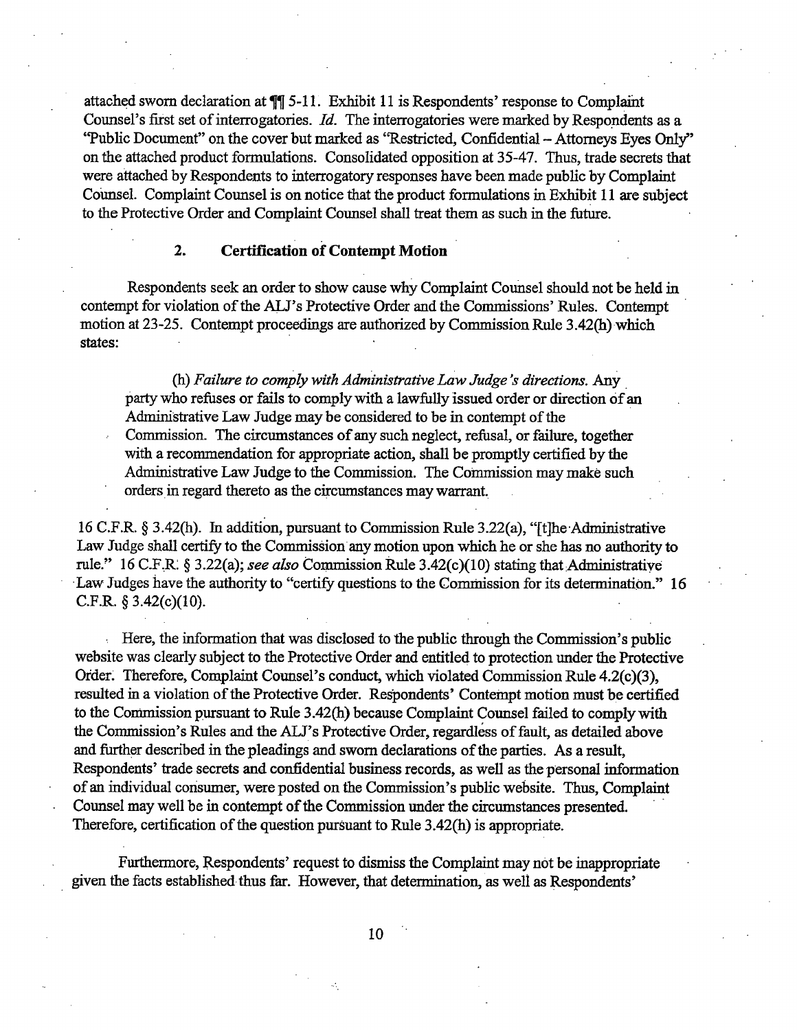attached sworn declaration at ¶¶ 5-11. Exhibit 11 is Respondents' response to Complaint Counsel's first set of interrogatories. *Id.* The interrogatories were marked by Respondents as a "Public Document" on the cover but marked as "Restricted, Confidential – Attorneys Eyes Only" on the attached product formulations. Consolidated opposition at 35-47. Thus, trade secrets that were attached by Respondents to interrogatory responses have been made public by Complaint Counsel. Complaint Counsel is on notice that the product formulations in Exhibit 11 are subject to the Protective Order and Complaint Counsel shall treat them as such in the future.

### 2. Certification of Contempt Motion

Respondents seek an order to show cause why Complaint Counsel should not be held in contempt for violation of the ALJ's Protective Order and the Commissions' Rules. Contempt motion at 23-25. Contempt proceedings are authorized by Commission Rule 3.42(h) which states:

> (h) *Failure to comply with Administrative Law Judge's directions.* Any party who refuses or fails to comply with a lawfully issued order or direction of an Administrative Law Judge may be considered to be in contempt of the Commission. The circumstances of any such neglect, refusal, or failure, together with a recommendation for appropriate action, shall be promptly certified by the Administrative Law Judge to the Commission. The Commission may make such orders in regard thereto as the circumstances may warrant.

16 C.F.R. § 3.42(h). In addition, pursuant to Commission Rule 3.22(a), "[t]he Administrative Law Judge shall certify to the Commission any motion upon which he or she has no authority to rule." 16 C.F.R. § 3.22(a); *see also* Commission Rule 3.42(c)(10) stating that Administrative Law Judges have the authority to "certify questions to the Commission for its determination." 16 C.F.R. § 3.42(c)(10).

Here, the information that was disclosed to the public through the Commission's public website was clearly subject to the Protective Order and entitled to protection under the Protective Order. Therefore, Complaint Counsel's conduct, which violated Commission Rule 4.2(c)(3), resulted in a violation of the Protective Order. Respondents' Contempt motion must be certified to the Commission pursuant to Rule 3.42(h) because Complaint Counsel failed to comply with the Commission's Rules and the ALJ's Protective Order, regardless of fault, as detailed above and further described in the pleadings and sworn declarations of the parties. As a result, Respondents' trade secrets and confidential business records, as well as the personal information of an individual consumer, were posted on the Commission's public website. Thus, Complaint Counsel may well be in contempt of the Commission under the circumstances presented. Therefore, certification of the question pursuant to Rule 3.42(h) is appropriate.

Furthermore, Respondents' request to dismiss the Complaint may not be inappropriate given the facts established thus far. However, that determination, as well as Respondents'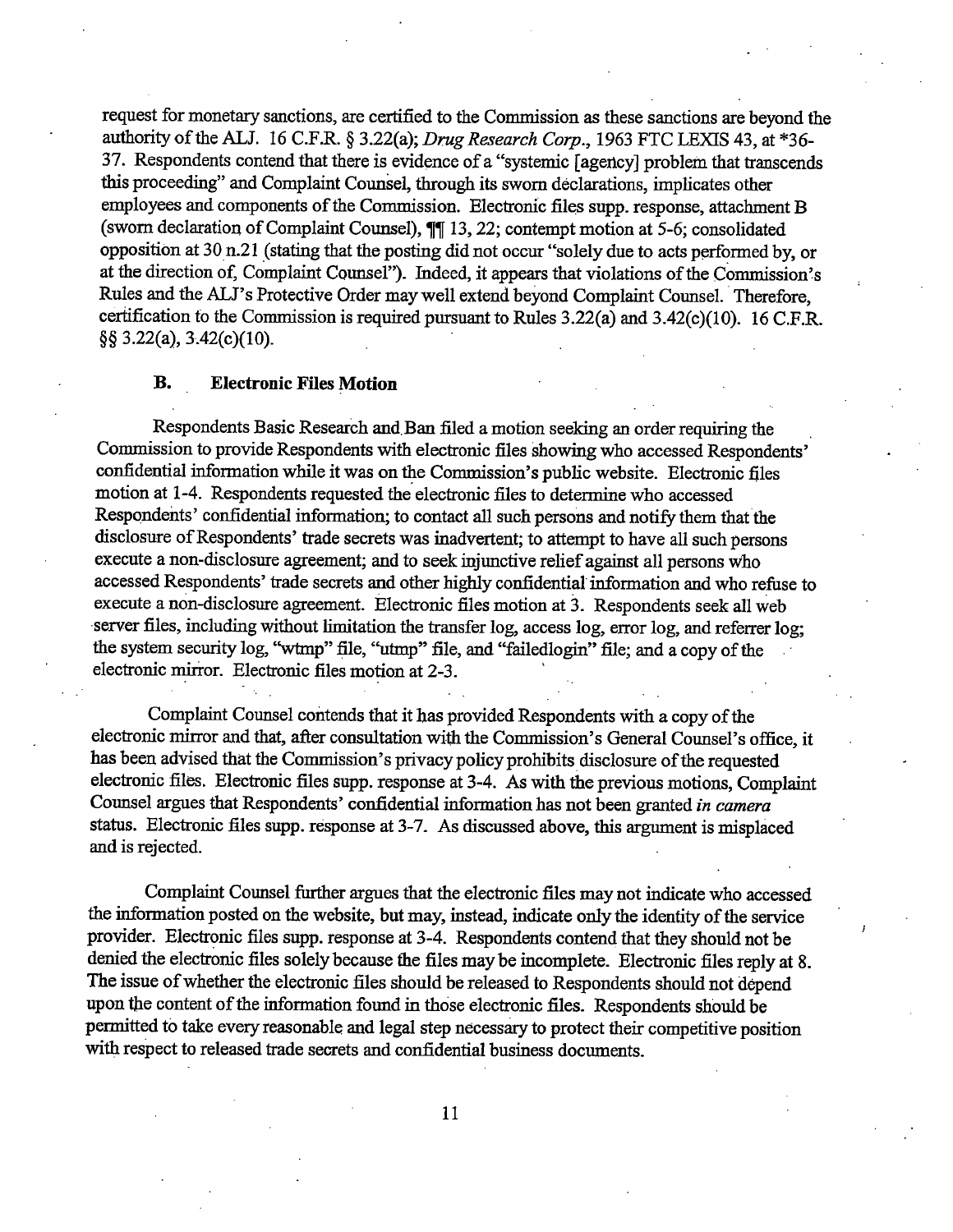request for monetary sanctions, are certified to the Commission as these sanctions are beyond the authority of the ALJ. 16 C.F.R. § 3.22(a); *Drug Research Corp.*, 1963 FTC LEXIS 43, at *36-37. Respondents contend that there is evidence of a "systemic [agency] problem that transcends this proceeding" and Complaint Counsel, through its sworn declarations, implicates other employees and components of the Commission. Electronic files supp. response, attachment B (sworn declaration of Complaint Counsel), ¶¶ 13, 22; contempt motion at 5-6; consolidated opposition at 30 n.21 (stating that the posting did not occur "solely due to acts performed by, or at the direction of, Complaint Counsel"). Indeed, it appears that violations of the Commission's Rules and the ALJ's Protective Order may well extend beyond Complaint Counsel. Therefore, certification to the Commission is required pursuant to Rules 3.22(a) and 3.42(c)(10). 16 C.F.R. §§ 3.22(a), 3.42(c)(10).

### B. Electronic Files Motion

Respondents Basic Research and Ban filed a motion seeking an order requiring the Commission to provide Respondents with electronic files showing who accessed Respondents' confidential information while it was on the Commission's public website. Electronic files motion at 1-4. Respondents requested the electronic files to determine who accessed Respondents' confidential information; to contact all such persons and notify them that the disclosure of Respondents' trade secrets was inadvertent; to attempt to have all such persons execute a non-disclosure agreement; and to seek injunctive relief against all persons who accessed Respondents' trade secrets and other highly confidential information and who refuse to execute a non-disclosure agreement. Electronic files motion at 3. Respondents seek all web server files, including without limitation the transfer log, access log, error log, and referrer log; the system security log, "wtmp" file, "utmp" file, and "failedlogin" file; and a copy of the electronic mirror. Electronic files motion at 2-3.

Complaint Counsel contends that it has provided Respondents with a copy of the electronic mirror and that, after consultation with the Commission's General Counsel's office, it has been advised that the Commission's privacy policy prohibits disclosure of the requested electronic files. Electronic files supp. response at 3-4. As with the previous motions, Complaint Counsel argues that Respondents' confidential information has not been granted *in camera* status. Electronic files supp. response at 3-7. As discussed above, this argument is misplaced and is rejected.

Complaint Counsel further argues that the electronic files may not indicate who accessed the information posted on the website, but may, instead, indicate only the identity of the service provider. Electronic files supp. response at 3-4. Respondents contend that they should not be denied the electronic files solely because the files may be incomplete. Electronic files reply at 8. The issue of whether the electronic files should be released to Respondents should not depend upon the content of the information found in those electronic files. Respondents should be permitted to take every reasonable and legal step necessary to protect their competitive position with respect to released trade secrets and confidential business documents.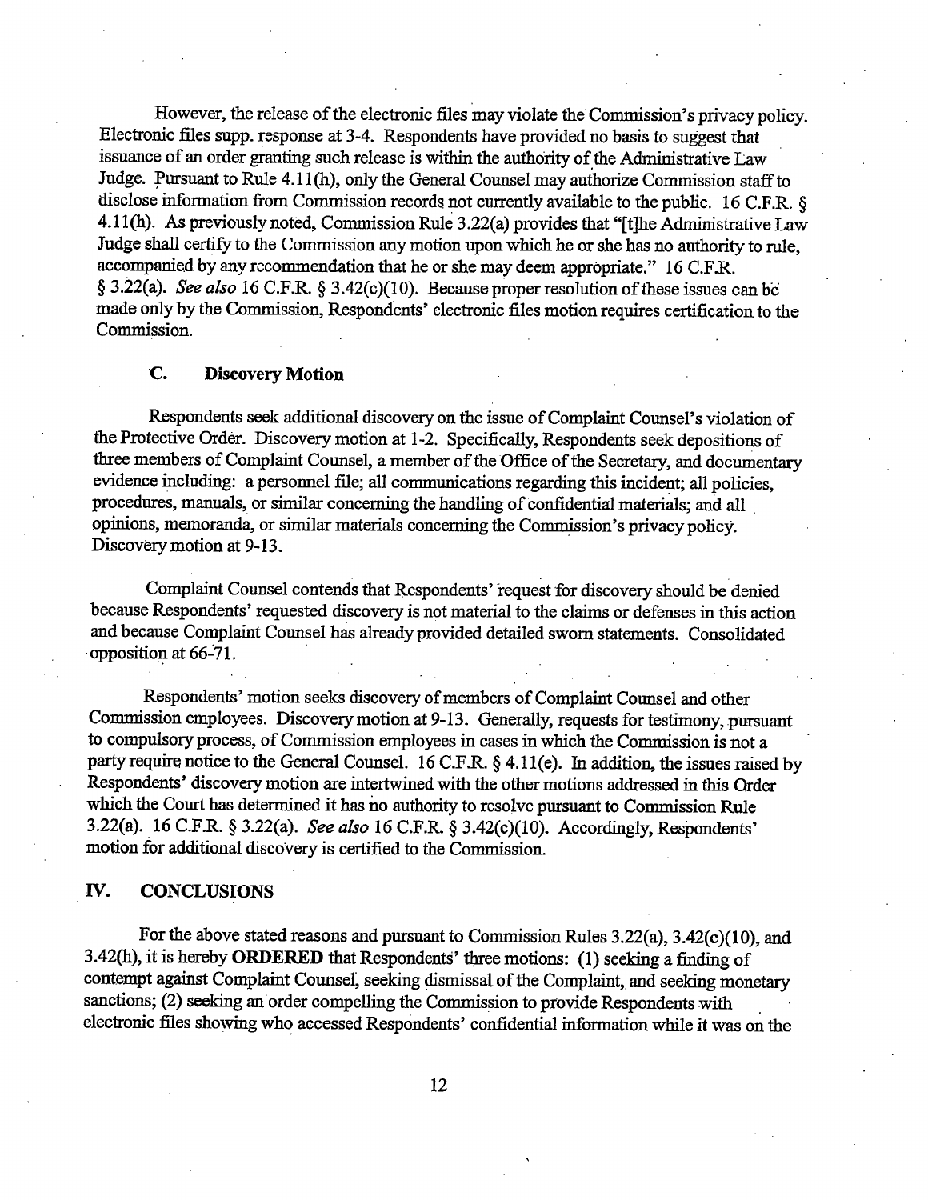However, the release of the electronic files may violate the Commission's privacy policy. Electronic files supp. response at 3-4. Respondents have provided no basis to suggest that issuance of an order granting such release is within the authority of the Administrative Law Judge. Pursuant to Rule 4.11(h), only the General Counsel may authorize Commission staff to disclose information from Commission records not currently available to the public. 16 C.F.R. § 4.11(h). As previously noted, Commission Rule 3.22(a) provides that "[t]he Administrative Law Judge shall certify to the Commission any motion upon which he or she has no authority to rule, accompanied by any recommendation that he or she may deem appropriate." 16 C.F.R. § 3.22(a). *See also* 16 C.F.R. § 3.42(c)(10). Because proper resolution of these issues can be made only by the Commission, Respondents' electronic files motion requires certification to the Commission.

### C. Discovery Motion

Respondents seek additional discovery on the issue of Complaint Counsel's violation of the Protective Order. Discovery motion at 1-2. Specifically, Respondents seek depositions of three members of Complaint Counsel, a member of the Office of the Secretary, and documentary evidence including: a personnel file; all communications regarding this incident; all policies, procedures, manuals, or similar concerning the handling of confidential materials; and all opinions, memoranda, or similar materials concerning the Commission's privacy policy. Discovery motion at 9-13.

Complaint Counsel contends that Respondents' request for discovery should be denied because Respondents' requested discovery is not material to the claims or defenses in this action and because Complaint Counsel has already provided detailed sworn statements. Consolidated opposition at 66-71.

Respondents' motion seeks discovery of members of Complaint Counsel and other Commission employees. Discovery motion at 9-13. Generally, requests for testimony, pursuant to compulsory process, of Commission employees in cases in which the Commission is not a party require notice to the General Counsel. 16 C.F.R. § 4.11(e). In addition, the issues raised by Respondents' discovery motion are intertwined with the other motions addressed in this Order which the Court has determined it has no authority to resolve pursuant to Commission Rule 3.22(a). 16 C.F.R. § 3.22(a). *See also* 16 C.F.R. § 3.42(c)(10). Accordingly, Respondents' motion for additional discovery is certified to the Commission.

## IV. CONCLUSIONS

For the above stated reasons and pursuant to Commission Rules 3.22(a), 3.42(c)(10), and 3.42(h), it is hereby **ORDERED** that Respondents' three motions: (1) seeking a finding of contempt against Complaint Counsel, seeking dismissal of the Complaint, and seeking monetary sanctions; (2) seeking an order compelling the Commission to provide Respondents with electronic files showing who accessed Respondents' confidential information while it was on the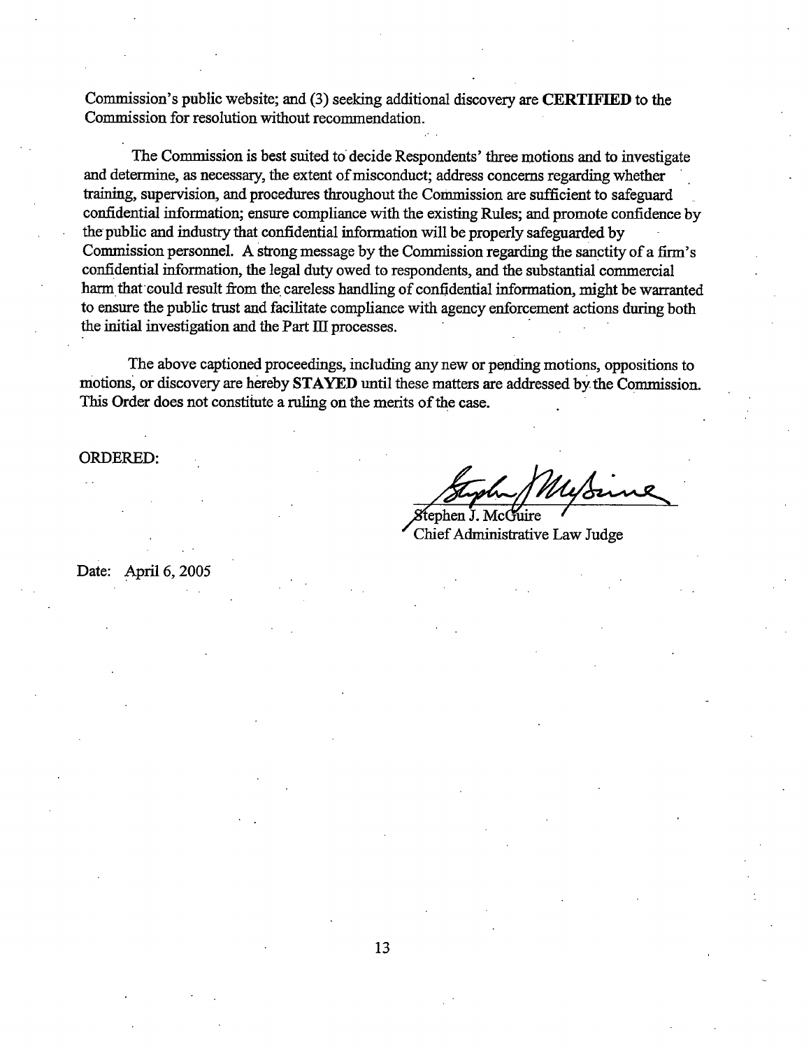Commission's public website; and (3) seeking additional discovery are **CERTIFIED** to the Commission for resolution without recommendation.

The Commission is best suited to decide Respondents' three motions and to investigate and determine, as necessary, the extent of misconduct; address concerns regarding whether training, supervision, and procedures throughout the Commission are sufficient to safeguard confidential information; ensure compliance with the existing Rules; and promote confidence by the public and industry that confidential information will be properly safeguarded by Commission personnel. A strong message by the Commission regarding the sanctity of a firm's confidential information, the legal duty owed to respondents, and the substantial commercial harm that could result from the careless handling of confidential information, might be warranted to ensure the public trust and facilitate compliance with agency enforcement actions during both the initial investigation and the Part III processes.

The above captioned proceedings, including any new or pending motions, oppositions to motions, or discovery are hereby **STAYED** until these matters are addressed by the Commission. This Order does not constitute a ruling on the merits of the case.

ORDERED:

Stephen J. McGuire
Chief Administrative Law Judge

Date: April 6, 2005